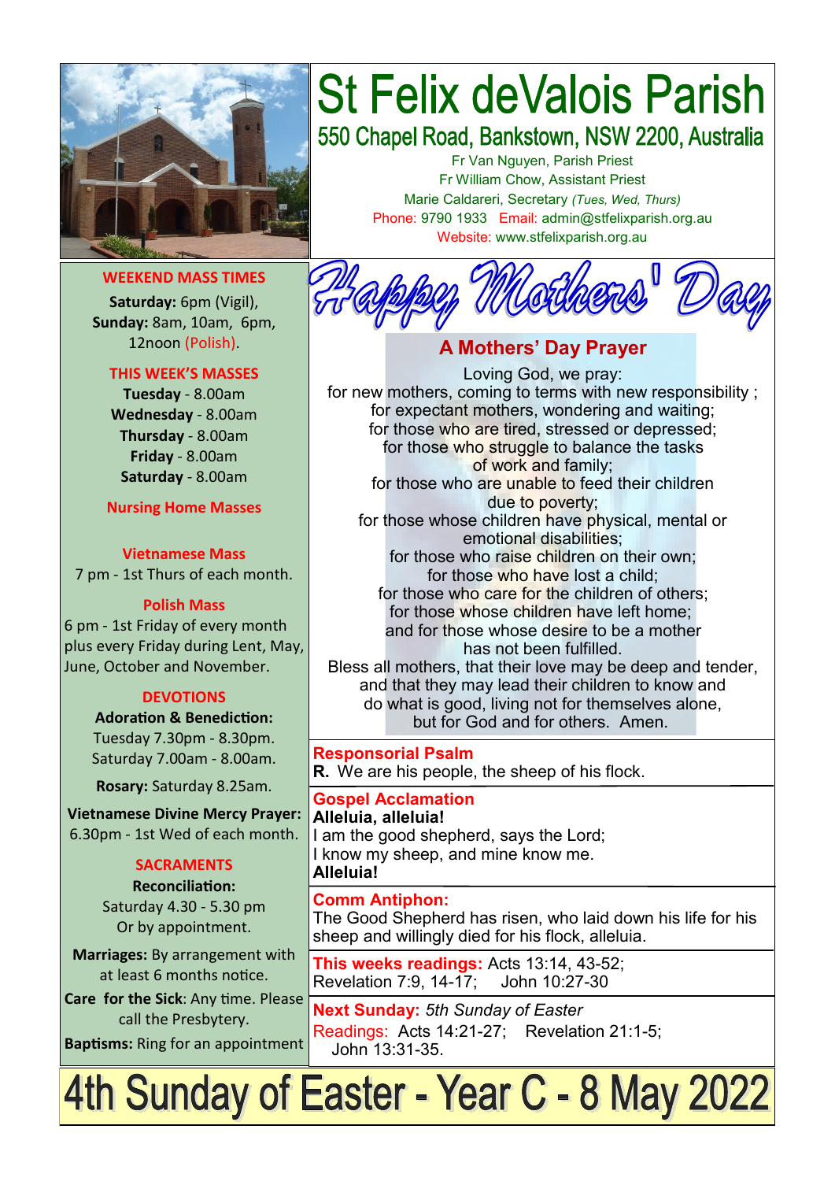# St Felix deValois Parish

## 550 Chapel Road, Bankstown, NSW 2200, Australia

Fr Van Nguyen, Parish Priest
Fr William Chow, Assistant Priest
Marie Caldareri, Secretary *(Tues, Wed, Thurs)*
Phone: 9790 1933 Email: admin@stfelixparish.org.au
Website: www.stfelixparish.org.au

### WEEKEND MASS TIMES

**Saturday:** 6pm (Vigil),
**Sunday:** 8am, 10am, 6pm, 12noon (Polish).

### THIS WEEK'S MASSES

**Tuesday** - 8.00am
**Wednesday** - 8.00am
**Thursday** - 8.00am
**Friday** - 8.00am
**Saturday** - 8.00am

### Nursing Home Masses

### Vietnamese Mass

7 pm - 1st Thurs of each month.

### Polish Mass

6 pm - 1st Friday of every month plus every Friday during Lent, May, June, October and November.

### DEVOTIONS

**Adoration & Benediction:**
Tuesday 7.30pm - 8.30pm.
Saturday 7.00am - 8.00am.

**Rosary:** Saturday 8.25am.

**Vietnamese Divine Mercy Prayer:** 6.30pm - 1st Wed of each month.

### SACRAMENTS

**Reconciliation:**
Saturday 4.30 - 5.30 pm
Or by appointment.

**Marriages:** By arrangement with at least 6 months notice.

**Care for the Sick**: Any time. Please call the Presbytery.

**Baptisms:** Ring for an appointment

# Happy Mothers' Day

## A Mothers' Day Prayer

Loving God, we pray:
for new mothers, coming to terms with new responsibility ;
for expectant mothers, wondering and waiting;
for those who are tired, stressed or depressed;
for those who struggle to balance the tasks of work and family;
for those who are unable to feed their children due to poverty;
for those whose children have physical, mental or emotional disabilities;
for those who raise children on their own;
for those who have lost a child;
for those who care for the children of others;
for those whose children have left home;
and for those whose desire to be a mother has not been fulfilled.
Bless all mothers, that their love may be deep and tender, and that they may lead their children to know and do what is good, living not for themselves alone, but for God and for others. Amen.

**Responsorial Psalm**
**R.** We are his people, the sheep of his flock.

**Gospel Acclamation**
**Alleluia, alleluia!**
I am the good shepherd, says the Lord;
I know my sheep, and mine know me.
**Alleluia!**

**Comm Antiphon:**
The Good Shepherd has risen, who laid down his life for his sheep and willingly died for his flock, alleluia.

**This weeks readings:** Acts 13:14, 43-52; Revelation 7:9, 14-17; John 10:27-30

**Next Sunday:** *5th Sunday of Easter*
Readings: Acts 14:21-27; Revelation 21:1-5; John 13:31-35.

# 4th Sunday of Easter - Year C - 8 May 2022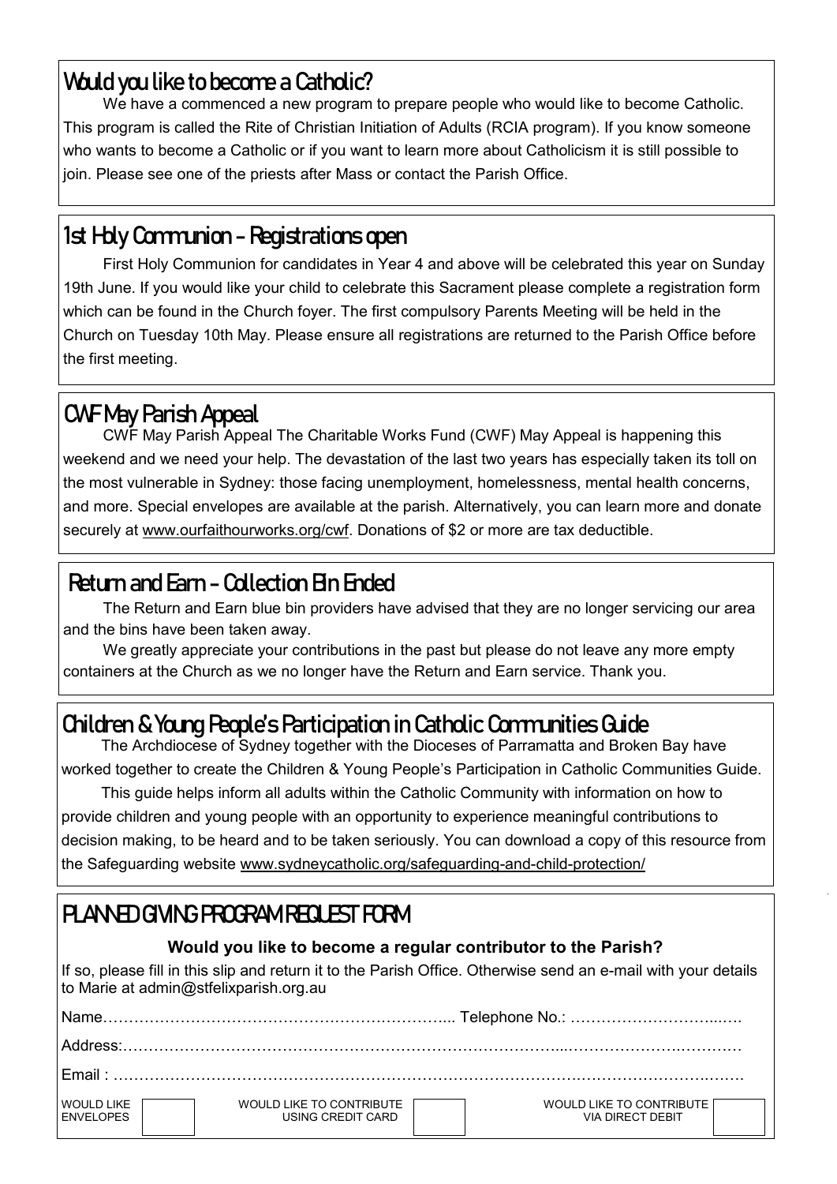## Would you like to become a Catholic?

We have a commenced a new program to prepare people who would like to become Catholic. This program is called the Rite of Christian Initiation of Adults (RCIA program). If you know someone who wants to become a Catholic or if you want to learn more about Catholicism it is still possible to join. Please see one of the priests after Mass or contact the Parish Office.

## 1st Holy Communion - Registrations open

First Holy Communion for candidates in Year 4 and above will be celebrated this year on Sunday 19th June. If you would like your child to celebrate this Sacrament please complete a registration form which can be found in the Church foyer. The first compulsory Parents Meeting will be held in the Church on Tuesday 10th May. Please ensure all registrations are returned to the Parish Office before the first meeting.

## CWF May Parish Appeal

CWF May Parish Appeal The Charitable Works Fund (CWF) May Appeal is happening this weekend and we need your help. The devastation of the last two years has especially taken its toll on the most vulnerable in Sydney: those facing unemployment, homelessness, mental health concerns, and more. Special envelopes are available at the parish. Alternatively, you can learn more and donate securely at www.ourfaithourworks.org/cwf. Donations of $2 or more are tax deductible.

## Return and Earn - Collection Bin Ended

The Return and Earn blue bin providers have advised that they are no longer servicing our area and the bins have been taken away.

We greatly appreciate your contributions in the past but please do not leave any more empty containers at the Church as we no longer have the Return and Earn service. Thank you.

## Children & Young People's Participation in Catholic Communities Guide

The Archdiocese of Sydney together with the Dioceses of Parramatta and Broken Bay have worked together to create the Children & Young People's Participation in Catholic Communities Guide.

This guide helps inform all adults within the Catholic Community with information on how to provide children and young people with an opportunity to experience meaningful contributions to decision making, to be heard and to be taken seriously. You can download a copy of this resource from the Safeguarding website www.sydneycatholic.org/safeguarding-and-child-protection/

## PLANNED GIVING PROGRAM REQUEST FORM

**Would you like to become a regular contributor to the Parish?**

If so, please fill in this slip and return it to the Parish Office. Otherwise send an e-mail with your details to Marie at admin@stfelixparish.org.au

Name……………………………………………………………... Telephone No.: ……………………………….

Address:……………………………………………………………………………………………………………

Email : ……………………………………………………………………………………………………………

| WOULD LIKE ENVELOPES | ☐ | WOULD LIKE TO CONTRIBUTE USING CREDIT CARD | ☐ | WOULD LIKE TO CONTRIBUTE VIA DIRECT DEBIT | ☐ |
|---|---|---|---|---|---|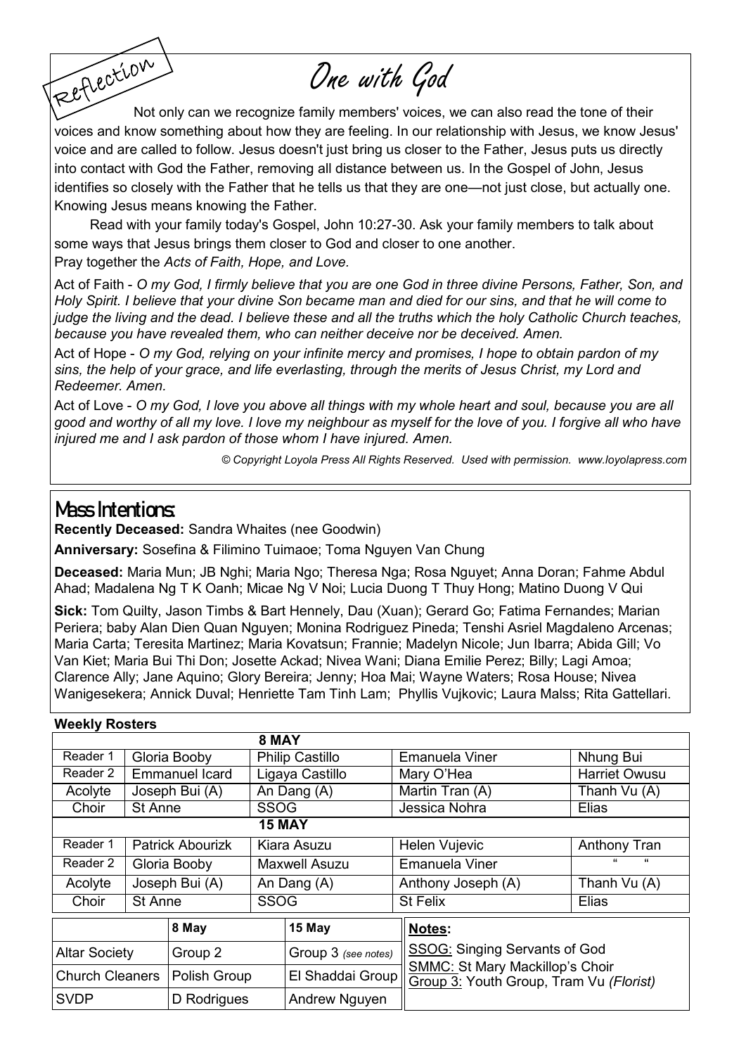Reflection

# One with God

Not only can we recognize family members' voices, we can also read the tone of their voices and know something about how they are feeling. In our relationship with Jesus, we know Jesus' voice and are called to follow. Jesus doesn't just bring us closer to the Father, Jesus puts us directly into contact with God the Father, removing all distance between us. In the Gospel of John, Jesus identifies so closely with the Father that he tells us that they are one—not just close, but actually one. Knowing Jesus means knowing the Father.

Read with your family today's Gospel, John 10:27-30. Ask your family members to talk about some ways that Jesus brings them closer to God and closer to one another.
Pray together the *Acts of Faith, Hope, and Love.*

Act of Faith - *O my God, I firmly believe that you are one God in three divine Persons, Father, Son, and Holy Spirit. I believe that your divine Son became man and died for our sins, and that he will come to judge the living and the dead. I believe these and all the truths which the holy Catholic Church teaches, because you have revealed them, who can neither deceive nor be deceived. Amen.*

Act of Hope - *O my God, relying on your infinite mercy and promises, I hope to obtain pardon of my sins, the help of your grace, and life everlasting, through the merits of Jesus Christ, my Lord and Redeemer. Amen.*

Act of Love - *O my God, I love you above all things with my whole heart and soul, because you are all good and worthy of all my love. I love my neighbour as myself for the love of you. I forgive all who have injured me and I ask pardon of those whom I have injured. Amen.*

*© Copyright Loyola Press All Rights Reserved. Used with permission. www.loyolapress.com*

## Mass Intentions:

**Recently Deceased:** Sandra Whaites (nee Goodwin)

**Anniversary:** Sosefina & Filimino Tuimaoe; Toma Nguyen Van Chung

**Deceased:** Maria Mun; JB Nghi; Maria Ngo; Theresa Nga; Rosa Nguyet; Anna Doran; Fahme Abdul Ahad; Madalena Ng T K Oanh; Micae Ng V Noi; Lucia Duong T Thuy Hong; Matino Duong V Qui

**Sick:** Tom Quilty, Jason Timbs & Bart Hennely, Dau (Xuan); Gerard Go; Fatima Fernandes; Marian Periera; baby Alan Dien Quan Nguyen; Monina Rodriguez Pineda; Tenshi Asriel Magdaleno Arcenas; Maria Carta; Teresita Martinez; Maria Kovatsun; Frannie; Madelyn Nicole; Jun Ibarra; Abida Gill; Vo Van Kiet; Maria Bui Thi Don; Josette Ackad; Nivea Wani; Diana Emilie Perez; Billy; Lagi Amoa; Clarence Ally; Jane Aquino; Glory Bereira; Jenny; Hoa Mai; Wayne Waters; Rosa House; Nivea Wanigesekera; Annick Duval; Henriette Tam Tinh Lam; Phyllis Vujkovic; Laura Malss; Rita Gattellari.

**Weekly Rosters**

| | | 8 MAY | | |
|---|---|---|---|---|
| Reader 1 | Gloria Booby | Philip Castillo | Emanuela Viner | Nhung Bui |
| Reader 2 | Emmanuel Icard | Ligaya Castillo | Mary O'Hea | Harriet Owusu |
| Acolyte | Joseph Bui (A) | An Dang (A) | Martin Tran (A) | Thanh Vu (A) |
| Choir | St Anne | SSOG | Jessica Nohra | Elias |
| | | **15 MAY** | | |
| Reader 1 | Patrick Abourizk | Kiara Asuzu | Helen Vujevic | Anthony Tran |
| Reader 2 | Gloria Booby | Maxwell Asuzu | Emanuela Viner | " " |
| Acolyte | Joseph Bui (A) | An Dang (A) | Anthony Joseph (A) | Thanh Vu (A) |
| Choir | St Anne | SSOG | St Felix | Elias |

| | 8 May | 15 May |
|---|---|---|
| Altar Society | Group 2 | Group 3 *(see notes)* |
| Church Cleaners | Polish Group | El Shaddai Group |
| SVDP | D Rodrigues | Andrew Nguyen |

**Notes:**

SSOG: Singing Servants of God
SMMC: St Mary Mackillop's Choir
Group 3: Youth Group, Tram Vu *(Florist)*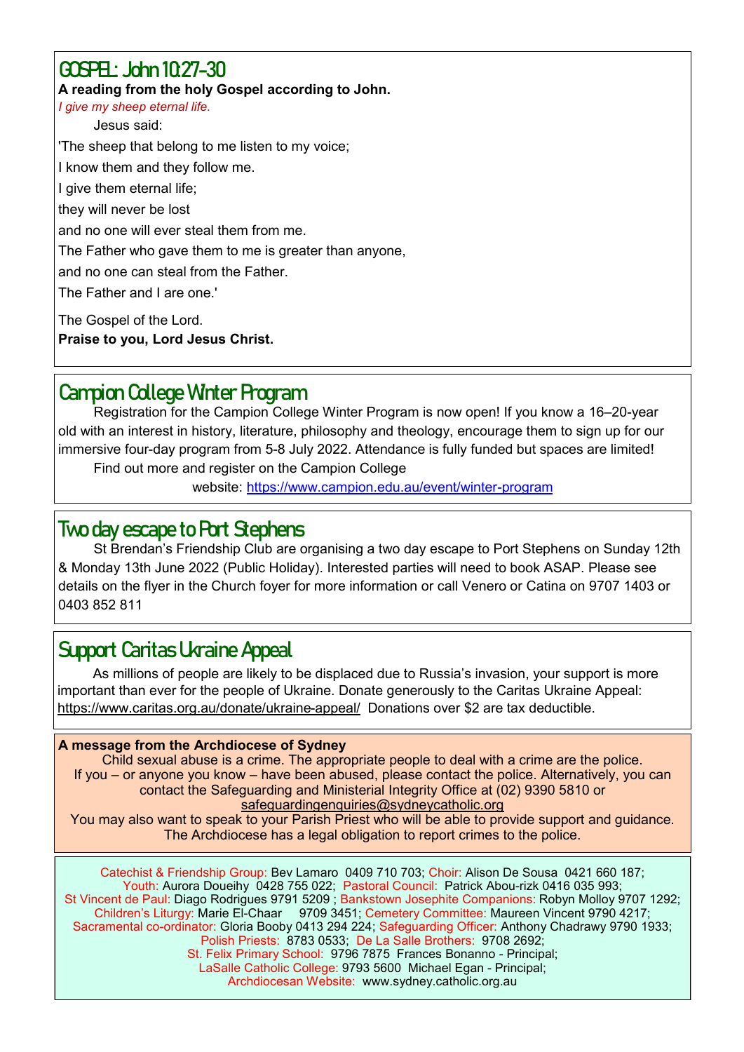## GOSPEL: John 10:27-30

**A reading from the holy Gospel according to John.**

*I give my sheep eternal life.*

Jesus said:

'The sheep that belong to me listen to my voice;

I know them and they follow me.

I give them eternal life;

they will never be lost

and no one will ever steal them from me.

The Father who gave them to me is greater than anyone,

and no one can steal from the Father.

The Father and I are one.'

The Gospel of the Lord.

**Praise to you, Lord Jesus Christ.**

## Campion College Winter Program

Registration for the Campion College Winter Program is now open! If you know a 16–20-year old with an interest in history, literature, philosophy and theology, encourage them to sign up for our immersive four-day program from 5-8 July 2022. Attendance is fully funded but spaces are limited!

Find out more and register on the Campion College website: https://www.campion.edu.au/event/winter-program

## Two day escape to Port Stephens

St Brendan's Friendship Club are organising a two day escape to Port Stephens on Sunday 12th & Monday 13th June 2022 (Public Holiday). Interested parties will need to book ASAP. Please see details on the flyer in the Church foyer for more information or call Venero or Catina on 9707 1403 or 0403 852 811

## Support Caritas Ukraine Appeal

As millions of people are likely to be displaced due to Russia's invasion, your support is more important than ever for the people of Ukraine. Donate generously to the Caritas Ukraine Appeal: https://www.caritas.org.au/donate/ukraine-appeal/ Donations over $2 are tax deductible.

**A message from the Archdiocese of Sydney**

Child sexual abuse is a crime. The appropriate people to deal with a crime are the police. If you – or anyone you know – have been abused, please contact the police. Alternatively, you can contact the Safeguarding and Ministerial Integrity Office at (02) 9390 5810 or safeguardingenquiries@sydneycatholic.org

You may also want to speak to your Parish Priest who will be able to provide support and guidance. The Archdiocese has a legal obligation to report crimes to the police.

Catechist & Friendship Group: Bev Lamaro 0409 710 703; Choir: Alison De Sousa 0421 660 187; Youth: Aurora Doueihy 0428 755 022; Pastoral Council: Patrick Abou-rizk 0416 035 993; St Vincent de Paul: Diago Rodrigues 9791 5209 ; Bankstown Josephite Companions: Robyn Molloy 9707 1292; Children's Liturgy: Marie El-Chaar 9709 3451; Cemetery Committee: Maureen Vincent 9790 4217; Sacramental co-ordinator: Gloria Booby 0413 294 224; Safeguarding Officer: Anthony Chadrawy 9790 1933; Polish Priests: 8783 0533; De La Salle Brothers: 9708 2692; St. Felix Primary School: 9796 7875 Frances Bonanno - Principal; LaSalle Catholic College: 9793 5600 Michael Egan - Principal; Archdiocesan Website: www.sydney.catholic.org.au